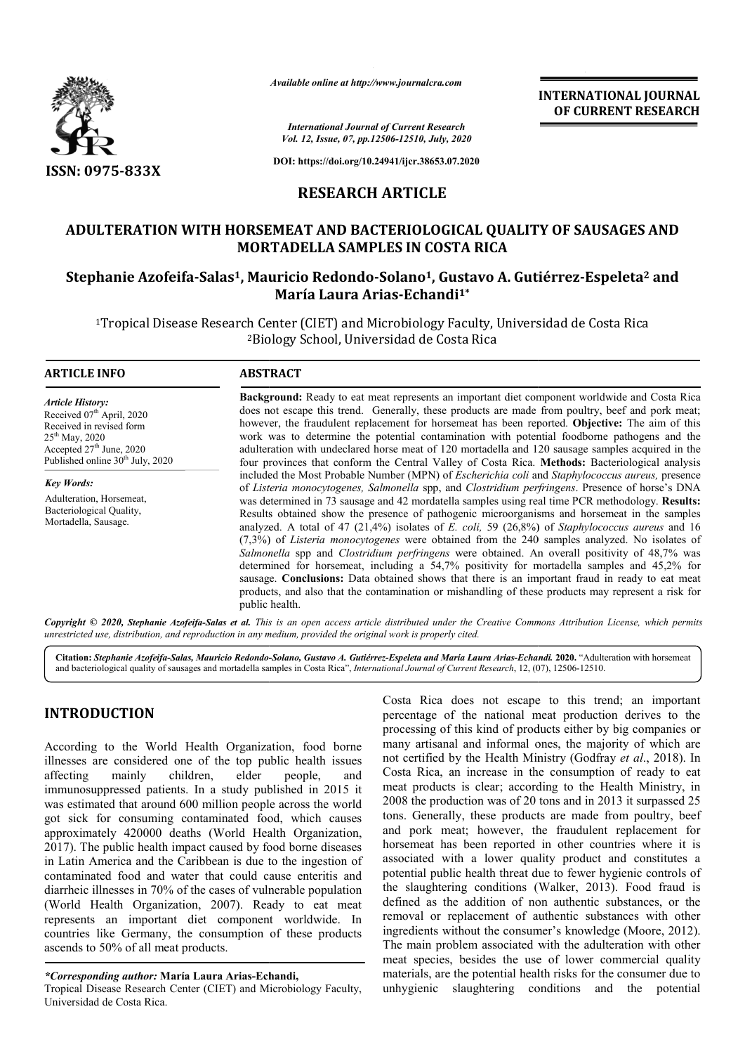# RESEARCH ARTICLE

# ADULTERATION WITH HORSEMEAT AND BACTERIOLOGICAL QUALITY OF SAUSAGES AND MORTADELLA SAMPLES IN COSTA RICA

**Stephanie Azofeifa-Salas[1], Mauricio Redondo-Solano[1], Gustavo A. Gutiérrez-Espeleta[2] and María Laura Arias-Echandi[1*]**

[1]Tropical Disease Research Center (CIET) and Microbiology Faculty, Universidad de Costa Rica
[2]Biology School, Universidad de Costa Rica

## ARTICLE INFO

*Article History:*
Received 07[th] April, 2020
Received in revised form 25[th] May, 2020
Accepted 27[th] June, 2020
Published online 30[th] July, 2020

*Key Words:*
Adulteration, Horsemeat, Bacteriological Quality, Mortadella, Sausage.

## ABSTRACT

**Background:** Ready to eat meat represents an important diet component worldwide and Costa Rica does not escape this trend. Generally, these products are made from poultry, beef and pork meat; however, the fraudulent replacement for horsemeat has been reported. **Objective:** The aim of this work was to determine the potential contamination with potential foodborne pathogens and the adulteration with undeclared horse meat of 120 mortadella and 120 sausage samples acquired in the four provinces that conform the Central Valley of Costa Rica. **Methods:** Bacteriological analysis included the Most Probable Number (MPN) of *Escherichia coli* and *Staphylococcus aureus,* presence of *Listeria monocytogenes, Salmonella* spp, and *Clostridium perfringens*. Presence of horse's DNA was determined in 73 sausage and 42 mordatella samples using real time PCR methodology. **Results:** Results obtained show the presence of pathogenic microorganisms and horsemeat in the samples analyzed. A total of 47 (21,4%) isolates of *E. coli,* 59 (26,8%) of *Staphylococcus aureus* and 16 (7,3%) of *Listeria monocytogenes* were obtained from the 240 samples analyzed. No isolates of *Salmonella* spp and *Clostridium perfringens* were obtained. An overall positivity of 48,7% was determined for horsemeat, including a 54,7% positivity for mortadella samples and 45,2% for sausage. **Conclusions:** Data obtained shows that there is an important fraud in ready to eat meat products, and also that the contamination or mishandling of these products may represent a risk for public health.

*Copyright © 2020, Stephanie Azofeifa-Salas et al. This is an open access article distributed under the Creative Commons Attribution License, which permits unrestricted use, distribution, and reproduction in any medium, provided the original work is properly cited.*

**Citation:** *Stephanie Azofeifa-Salas, Mauricio Redondo-Solano, Gustavo A. Gutiérrez-Espeleta and María Laura Arias-Echandi.* **2020.** "Adulteration with horsemeat and bacteriological quality of sausages and mortadella samples in Costa Rica", *International Journal of Current Research*, 12, (07), 12506-12510.

## INTRODUCTION

According to the World Health Organization, food borne illnesses are considered one of the top public health issues affecting mainly children, elder people, and immunosuppressed patients. In a study published in 2015 it was estimated that around 600 million people across the world got sick for consuming contaminated food, which causes approximately 420000 deaths (World Health Organization, 2017). The public health impact caused by food borne diseases in Latin America and the Caribbean is due to the ingestion of contaminated food and water that could cause enteritis and diarrheic illnesses in 70% of the cases of vulnerable population (World Health Organization, 2007). Ready to eat meat represents an important diet component worldwide. In countries like Germany, the consumption of these products ascends to 50% of all meat products. Costa Rica does not escape to this trend; an important percentage of the national meat production derives to the processing of this kind of products either by big companies or many artisanal and informal ones, the majority of which are not certified by the Health Ministry (Godfray *et al*., 2018). In Costa Rica, an increase in the consumption of ready to eat meat products is clear; according to the Health Ministry, in 2008 the production was of 20 tons and in 2013 it surpassed 25 tons. Generally, these products are made from poultry, beef and pork meat; however, the fraudulent replacement for horsemeat has been reported in other countries where it is associated with a lower quality product and constitutes a potential public health threat due to fewer hygienic controls of the slaughtering conditions (Walker, 2013). Food fraud is defined as the addition of non authentic substances, or the removal or replacement of authentic substances with other ingredients without the consumer's knowledge (Moore, 2012). The main problem associated with the adulteration with other meat species, besides the use of lower commercial quality materials, are the potential health risks for the consumer due to unhygienic slaughtering conditions and the potential

*\*Corresponding author:* **María Laura Arias-Echandi,**
Tropical Disease Research Center (CIET) and Microbiology Faculty, Universidad de Costa Rica.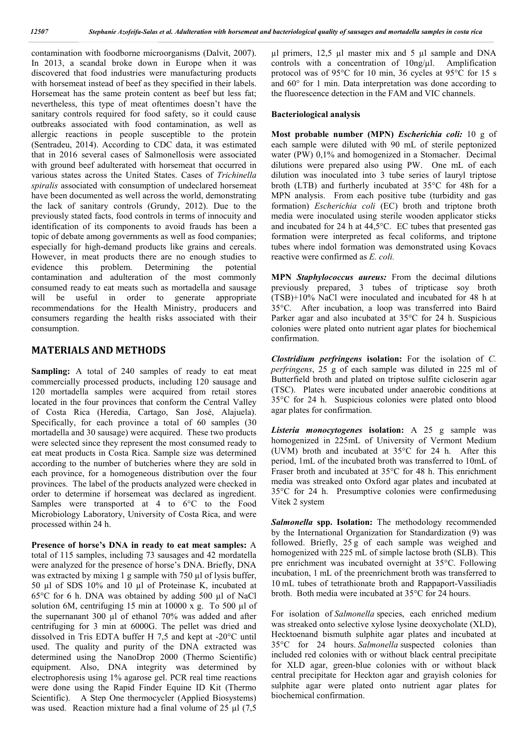contamination with foodborne microorganisms (Dalvit, 2007). In 2013, a scandal broke down in Europe when it was discovered that food industries were manufacturing products with horsemeat instead of beef as they specified in their labels. Horsemeat has the same protein content as beef but less fat; nevertheless, this type of meat oftentimes doesn't have the sanitary controls required for food safety, so it could cause outbreaks associated with food contamination, as well as allergic reactions in people susceptible to the protein (Sentradeu, 2014). According to CDC data, it was estimated that in 2016 several cases of Salmonellosis were associated with ground beef adulterated with horsemeat that occurred in various states across the United States. Cases of *Trichinella spiralis* associated with consumption of undeclared horsemeat have been documented as well across the world, demonstrating the lack of sanitary controls (Grundy, 2012). Due to the previously stated facts, food controls in terms of innocuity and identification of its components to avoid frauds has been a topic of debate among governments as well as food companies; especially for high-demand products like grains and cereals. However, in meat products there are no enough studies to evidence this problem. Determining the potential contamination and adulteration of the most commonly consumed ready to eat meats such as mortadella and sausage will be useful in order to generate appropriate recommendations for the Health Ministry, producers and consumers regarding the health risks associated with their consumption.

## MATERIALS AND METHODS

**Sampling:** A total of 240 samples of ready to eat meat commercially processed products, including 120 sausage and 120 mortadella samples were acquired from retail stores located in the four provinces that conform the Central Valley of Costa Rica (Heredia, Cartago, San José, Alajuela). Specifically, for each province a total of 60 samples (30 mortadella and 30 sausage) were acquired. These two products were selected since they represent the most consumed ready to eat meat products in Costa Rica. Sample size was determined according to the number of butcheries where they are sold in each province, for a homogeneous distribution over the four provinces. The label of the products analyzed were checked in order to determine if horsemeat was declared as ingredient. Samples were transported at 4 to 6°C to the Food Microbiology Laboratory, University of Costa Rica, and were processed within 24 h.

**Presence of horse's DNA in ready to eat meat samples:** A total of 115 samples, including 73 sausages and 42 mordatella were analyzed for the presence of horse's DNA. Briefly, DNA was extracted by mixing 1 g sample with 750 µl of lysis buffer, 50 µl of SDS 10% and 10 µl of Proteinase K, incubated at 65°C for 6 h. DNA was obtained by adding 500 µl of NaCl solution 6M, centrifuging 15 min at 10000 x g. To 500 µl of the supernanant 300 µl of ethanol 70% was added and after centrifuging for 3 min at 6000G. The pellet was dried and dissolved in Tris EDTA buffer H 7,5 and kept at -20°C until used. The quality and purity of the DNA extracted was determined using the NanoDrop 2000 (Thermo Scientific) equipment. Also, DNA integrity was determined by electrophoresis using 1% agarose gel. PCR real time reactions were done using the Rapid Finder Equine ID Kit (Thermo Scientific). A Step One thermocycler (Applied Biosystems) was used. Reaction mixture had a final volume of 25 µl (7,5 µl primers, 12,5 µl master mix and 5 µl sample and DNA controls with a concentration of 10ng/µl. Amplification protocol was of 95°C for 10 min, 36 cycles at 95°C for 15 s and 60° for 1 min. Data interpretation was done according to the fluorescence detection in the FAM and VIC channels.

### Bacteriological analysis

**Most probable number (MPN) *Escherichia coli:*** 10 g of each sample were diluted with 90 mL of sterile peptonized water (PW) 0,1% and homogenized in a Stomacher. Decimal dilutions were prepared also using PW. One mL of each dilution was inoculated into 3 tube series of lauryl triptose broth (LTB) and furtherly incubated at 35°C for 48h for a MPN analysis. From each positive tube (turbidity and gas formation) *Escherichia coli* (EC) broth and triptone broth media were inoculated using sterile wooden applicator sticks and incubated for 24 h at 44,5°C. EC tubes that presented gas formation were interpreted as fecal coliforms, and triptone tubes where indol formation was demonstrated using Kovacs reactive were confirmed as *E. coli.*

**MPN *Staphylococcus aureus:*** From the decimal dilutions previously prepared, 3 tubes of tripticase soy broth (TSB)+10% NaCl were inoculated and incubated for 48 h at 35°C. After incubation, a loop was transferred into Baird Parker agar and also incubated at 35°C for 24 h. Suspicious colonies were plated onto nutrient agar plates for biochemical confirmation.

***Clostridium perfringens* isolation:** For the isolation of *C. perfringens*, 25 g of each sample was diluted in 225 ml of Butterfield broth and plated on triptose sulfite cicloserin agar (TSC). Plates were incubated under anaerobic conditions at 35°C for 24 h. Suspicious colonies were plated onto blood agar plates for confirmation.

***Listeria monocytogenes* isolation:** A 25 g sample was homogenized in 225mL of University of Vermont Medium (UVM) broth and incubated at 35°C for 24 h. After this period, 1mL of the incubated broth was transferred to 10mL of Fraser broth and incubated at 35°C for 48 h. This enrichment media was streaked onto Oxford agar plates and incubated at 35°C for 24 h. Presumptive colonies were confirmedusing Vitek 2 system

***Salmonella* spp. Isolation:** The methodology recommended by the International Organization for Standardization (9) was followed. Briefly, 25 g of each sample was weighed and homogenized with 225 mL of simple lactose broth (SLB). This pre enrichment was incubated overnight at 35°C. Following incubation, 1 mL of the preenrichment broth was transferred to 10 mL tubes of tetrathionate broth and Rappaport-Vassiliadis broth. Both media were incubated at 35°C for 24 hours.

For isolation of *Salmonella* species, each enriched medium was streaked onto selective xylose lysine deoxycholate (XLD), Hecktoenand bismuth sulphite agar plates and incubated at 35°C for 24 hours. *Salmonella* suspected colonies than included red colonies with or without black central precipitate for XLD agar, green-blue colonies with or without black central precipitate for Heckton agar and grayish colonies for sulphite agar were plated onto nutrient agar plates for biochemical confirmation.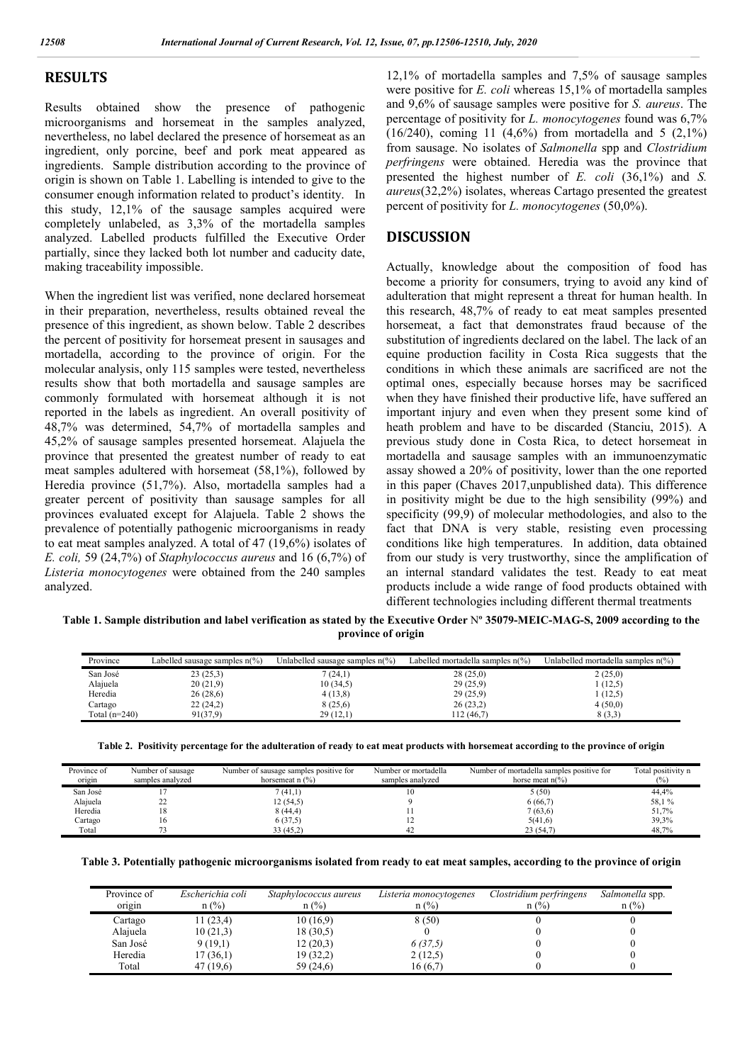## RESULTS

Results obtained show the presence of pathogenic microorganisms and horsemeat in the samples analyzed, nevertheless, no label declared the presence of horsemeat as an ingredient, only porcine, beef and pork meat appeared as ingredients. Sample distribution according to the province of origin is shown on Table 1. Labelling is intended to give to the consumer enough information related to product's identity. In this study, 12,1% of the sausage samples acquired were completely unlabeled, as 3,3% of the mortadella samples analyzed. Labelled products fulfilled the Executive Order partially, since they lacked both lot number and caducity date, making traceability impossible.

When the ingredient list was verified, none declared horsemeat in their preparation, nevertheless, results obtained reveal the presence of this ingredient, as shown below. Table 2 describes the percent of positivity for horsemeat present in sausages and mortadella, according to the province of origin. For the molecular analysis, only 115 samples were tested, nevertheless results show that both mortadella and sausage samples are commonly formulated with horsemeat although it is not reported in the labels as ingredient. An overall positivity of 48,7% was determined, 54,7% of mortadella samples and 45,2% of sausage samples presented horsemeat. Alajuela the province that presented the greatest number of ready to eat meat samples adultered with horsemeat (58,1%), followed by Heredia province (51,7%). Also, mortadella samples had a greater percent of positivity than sausage samples for all provinces evaluated except for Alajuela. Table 2 shows the prevalence of potentially pathogenic microorganisms in ready to eat meat samples analyzed. A total of 47 (19,6%) isolates of *E. coli,* 59 (24,7%) of *Staphylococcus aureus* and 16 (6,7%) of *Listeria monocytogenes* were obtained from the 240 samples analyzed.

12,1% of mortadella samples and 7,5% of sausage samples were positive for *E. coli* whereas 15,1% of mortadella samples and 9,6% of sausage samples were positive for *S. aureus*. The percentage of positivity for *L. monocytogenes* found was 6,7% (16/240), coming 11 (4,6%) from mortadella and 5 (2,1%) from sausage. No isolates of *Salmonella* spp and *Clostridium perfringens* were obtained. Heredia was the province that presented the highest number of *E. coli* (36,1%) and *S. aureus*(32,2%) isolates, whereas Cartago presented the greatest percent of positivity for *L. monocytogenes* (50,0%).

## DISCUSSION

Actually, knowledge about the composition of food has become a priority for consumers, trying to avoid any kind of adulteration that might represent a threat for human health. In this research, 48,7% of ready to eat meat samples presented horsemeat, a fact that demonstrates fraud because of the substitution of ingredients declared on the label. The lack of an equine production facility in Costa Rica suggests that the conditions in which these animals are sacrificed are not the optimal ones, especially because horses may be sacrificed when they have finished their productive life, have suffered an important injury and even when they present some kind of heath problem and have to be discarded (Stanciu, 2015). A previous study done in Costa Rica, to detect horsemeat in mortadella and sausage samples with an immunoenzymatic assay showed a 20% of positivity, lower than the one reported in this paper (Chaves 2017,unpublished data). This difference in positivity might be due to the high sensibility (99%) and specificity (99,9) of molecular methodologies, and also to the fact that DNA is very stable, resisting even processing conditions like high temperatures. In addition, data obtained from our study is very trustworthy, since the amplification of an internal standard validates the test. Ready to eat meat products include a wide range of food products obtained with different technologies including different thermal treatments

**Table 1. Sample distribution and label verification as stated by the Executive Order Nº 35079-MEIC-MAG-S, 2009 according to the province of origin**

| Province | Labelled sausage samples n(%) | Unlabelled sausage samples n(%) | Labelled mortadella samples n(%) | Unlabelled mortadella samples n(%) |
|---|---|---|---|---|
| San José | 23 (25,3) | 7 (24,1) | 28 (25,0) | 2 (25,0) |
| Alajuela | 20 (21,9) | 10 (34,5) | 29 (25,9) | 1 (12,5) |
| Heredia | 26 (28,6) | 4 (13,8) | 29 (25,9) | 1 (12,5) |
| Cartago | 22 (24,2) | 8 (25,6) | 26 (23,2) | 4 (50,0) |
| Total (n=240) | 91(37,9) | 29 (12,1) | 112 (46,7) | 8 (3,3) |

**Table 2. Positivity percentage for the adulteration of ready to eat meat products with horsemeat according to the province of origin**

| Province of origin | Number of sausage samples analyzed | Number of sausage samples positive for horsemeat n (%) | Number or mortadella samples analyzed | Number of mortadella samples positive for horse meat n(%) | Total positivity n (%) |
|---|---|---|---|---|---|
| San José | 17 | 7 (41,1) | 10 | 5 (50) | 44,4% |
| Alajuela | 22 | 12 (54,5) | 9 | 6 (66,7) | 58,1 % |
| Heredia | 18 | 8 (44,4) | 11 | 7 (63,6) | 51,7% |
| Cartago | 16 | 6 (37,5) | 12 | 5(41,6) | 39,3% |
| Total | 73 | 33 (45,2) | 42 | 23 (54,7) | 48,7% |

**Table 3. Potentially pathogenic microorganisms isolated from ready to eat meat samples, according to the province of origin**

| Province of origin | *Escherichia coli* n (%) | *Staphylococcus aureus* n (%) | *Listeria monocytogenes* n (%) | *Clostridium perfringens* n (%) | *Salmonella* spp. n (%) |
|---|---|---|---|---|---|
| Cartago | 11 (23,4) | 10 (16,9) | 8 (50) | 0 | 0 |
| Alajuela | 10 (21,3) | 18 (30,5) | 0 | 0 | 0 |
| San José | 9 (19,1) | 12 (20,3) | *6 (37,5)* | 0 | 0 |
| Heredia | 17 (36,1) | 19 (32,2) | 2 (12,5) | 0 | 0 |
| Total | 47 (19,6) | 59 (24,6) | 16 (6,7) | 0 | 0 |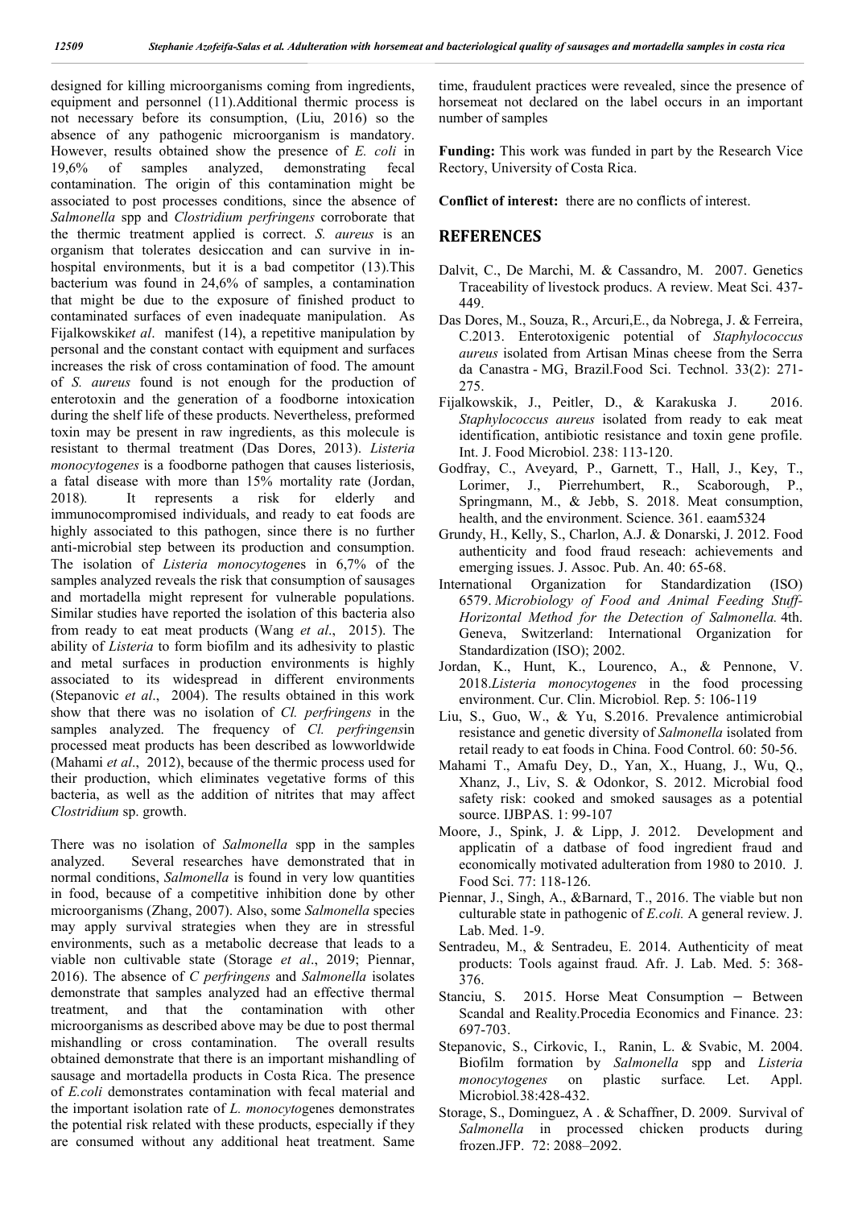designed for killing microorganisms coming from ingredients, equipment and personnel (11).Additional thermic process is not necessary before its consumption, (Liu, 2016) so the absence of any pathogenic microorganism is mandatory. However, results obtained show the presence of *E. coli* in 19,6% of samples analyzed, demonstrating fecal contamination. The origin of this contamination might be associated to post processes conditions, since the absence of *Salmonella* spp and *Clostridium perfringens* corroborate that the thermic treatment applied is correct. *S. aureus* is an organism that tolerates desiccation and can survive in in-hospital environments, but it is a bad competitor (13).This bacterium was found in 24,6% of samples, a contamination that might be due to the exposure of finished product to contaminated surfaces of even inadequate manipulation. As Fijalkowski*et al*. manifest (14), a repetitive manipulation by personal and the constant contact with equipment and surfaces increases the risk of cross contamination of food. The amount of *S. aureus* found is not enough for the production of enterotoxin and the generation of a foodborne intoxication during the shelf life of these products. Nevertheless, preformed toxin may be present in raw ingredients, as this molecule is resistant to thermal treatment (Das Dores, 2013). *Listeria monocytogenes* is a foodborne pathogen that causes listeriosis, a fatal disease with more than 15% mortality rate (Jordan, 2018). It represents a risk for elderly and immunocompromised individuals, and ready to eat foods are highly associated to this pathogen, since there is no further anti-microbial step between its production and consumption. The isolation of *Listeria monocytogen*es in 6,7% of the samples analyzed reveals the risk that consumption of sausages and mortadella might represent for vulnerable populations. Similar studies have reported the isolation of this bacteria also from ready to eat meat products (Wang *et al*., 2015). The ability of *Listeria* to form biofilm and its adhesivity to plastic and metal surfaces in production environments is highly associated to its widespread in different environments (Stepanovic *et al*., 2004). The results obtained in this work show that there was no isolation of *Cl. perfringens* in the samples analyzed. The frequency of *Cl. perfringens*in processed meat products has been described as lowworldwide (Mahami *et al*., 2012), because of the thermic process used for their production, which eliminates vegetative forms of this bacteria, as well as the addition of nitrites that may affect *Clostridium* sp. growth.

There was no isolation of *Salmonella* spp in the samples analyzed. Several researches have demonstrated that in normal conditions, *Salmonella* is found in very low quantities in food, because of a competitive inhibition done by other microorganisms (Zhang, 2007). Also, some *Salmonella* species may apply survival strategies when they are in stressful environments, such as a metabolic decrease that leads to a viable non cultivable state (Storage *et al*., 2019; Piennar, 2016). The absence of *C perfringens* and *Salmonella* isolates demonstrate that samples analyzed had an effective thermal treatment, and that the contamination with other microorganisms as described above may be due to post thermal mishandling or cross contamination. The overall results obtained demonstrate that there is an important mishandling of sausage and mortadella products in Costa Rica. The presence of *E.coli* demonstrates contamination with fecal material and the important isolation rate of *L. monocyto*genes demonstrates the potential risk related with these products, especially if they are consumed without any additional heat treatment. Same time, fraudulent practices were revealed, since the presence of horsemeat not declared on the label occurs in an important number of samples

**Funding:** This work was funded in part by the Research Vice Rectory, University of Costa Rica.

**Conflict of interest:** there are no conflicts of interest.

## REFERENCES

- Dalvit, C., De Marchi, M. & Cassandro, M. 2007. Genetics Traceability of livestock producs. A review. Meat Sci. 437-449.
- Das Dores, M., Souza, R., Arcuri,E., da Nobrega, J. & Ferreira, C.2013. Enterotoxigenic potential of *Staphylococcus aureus* isolated from Artisan Minas cheese from the Serra da Canastra - MG, Brazil.Food Sci. Technol. 33(2): 271-275.
- Fijalkowskik, J., Peitler, D., & Karakuska J. 2016. *Staphylococcus aureus* isolated from ready to eak meat identification, antibiotic resistance and toxin gene profile. Int. J. Food Microbiol. 238: 113-120.
- Godfray, C., Aveyard, P., Garnett, T., Hall, J., Key, T., Lorimer, J., Pierrehumbert, R., Scaborough, P., Springmann, M., & Jebb, S. 2018. Meat consumption, health, and the environment. Science. 361. eaam5324
- Grundy, H., Kelly, S., Charlon, A.J. & Donarski, J. 2012. Food authenticity and food fraud reseach: achievements and emerging issues. J. Assoc. Pub. An. 40: 65-68.
- International Organization for Standardization (ISO) 6579. *Microbiology of Food and Animal Feeding Stuff-Horizontal Method for the Detection of Salmonella.* 4th. Geneva, Switzerland: International Organization for Standardization (ISO); 2002.
- Jordan, K., Hunt, K., Lourenco, A., & Pennone, V. 2018.*Listeria monocytogenes* in the food processing environment. Cur. Clin. Microbiol*.* Rep. 5: 106-119
- Liu, S., Guo, W., & Yu, S.2016. Prevalence antimicrobial resistance and genetic diversity of *Salmonella* isolated from retail ready to eat foods in China. Food Control. 60: 50-56.
- Mahami T., Amafu Dey, D., Yan, X., Huang, J., Wu, Q., Xhanz, J., Liv, S. & Odonkor, S. 2012. Microbial food safety risk: cooked and smoked sausages as a potential source. IJBPAS. 1: 99-107
- Moore, J., Spink, J. & Lipp, J. 2012. Development and applicatin of a datbase of food ingredient fraud and economically motivated adulteration from 1980 to 2010. J. Food Sci. 77: 118-126.
- Piennar, J., Singh, A., &Barnard, T., 2016. The viable but non culturable state in pathogenic of *E.coli.* A general review. J. Lab. Med. 1-9.
- Sentradeu, M., & Sentradeu, E. 2014. Authenticity of meat products: Tools against fraud*.* Afr. J. Lab. Med. 5: 368-376.
- Stanciu, S. 2015. Horse Meat Consumption – Between Scandal and Reality.Procedia Economics and Finance. 23: 697-703.
- Stepanovic, S., Cirkovic, I., Ranin, L. & Svabic, M. 2004. Biofilm formation by *Salmonella* spp and *Listeria monocytogenes* on plastic surface*.* Let. Appl. Microbiol*.*38:428-432.
- Storage, S., Dominguez, A . & Schaffner, D. 2009. Survival of *Salmonella* in processed chicken products during frozen.JFP. 72: 2088–2092.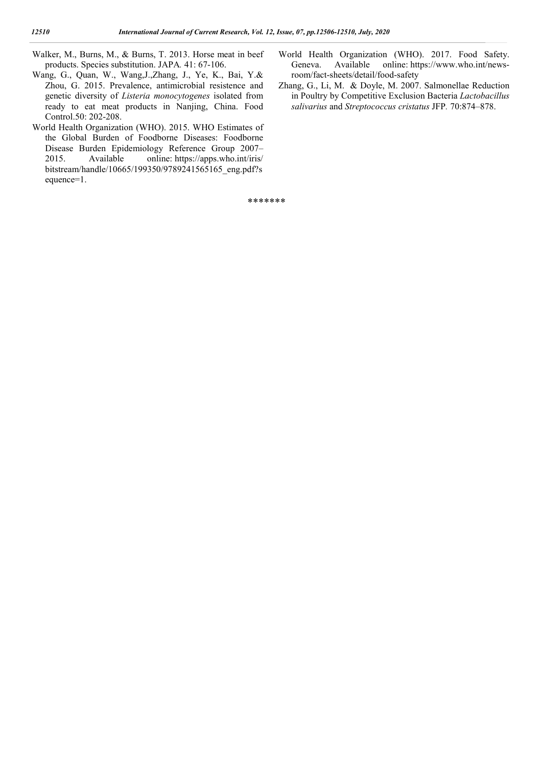Walker, M., Burns, M., & Burns, T. 2013. Horse meat in beef products. Species substitution. JAPA. 41: 67-106.

Wang, G., Quan, W., Wang,J.,Zhang, J., Ye, K., Bai, Y.& Zhou, G. 2015. Prevalence, antimicrobial resistence and genetic diversity of *Listeria monocytogenes* isolated from ready to eat meat products in Nanjing, China. Food Control.50: 202-208.

World Health Organization (WHO). 2015. WHO Estimates of the Global Burden of Foodborne Diseases: Foodborne Disease Burden Epidemiology Reference Group 2007–2015. Available online: https://apps.who.int/iris/bitstream/handle/10665/199350/9789241565165_eng.pdf?sequence=1.

World Health Organization (WHO). 2017. Food Safety. Geneva. Available online: https://www.who.int/news-room/fact-sheets/detail/food-safety

Zhang, G., Li, M. & Doyle, M. 2007. Salmonellae Reduction in Poultry by Competitive Exclusion Bacteria *Lactobacillus salivarius* and *Streptococcus cristatus* JFP. 70:874–878.

*******